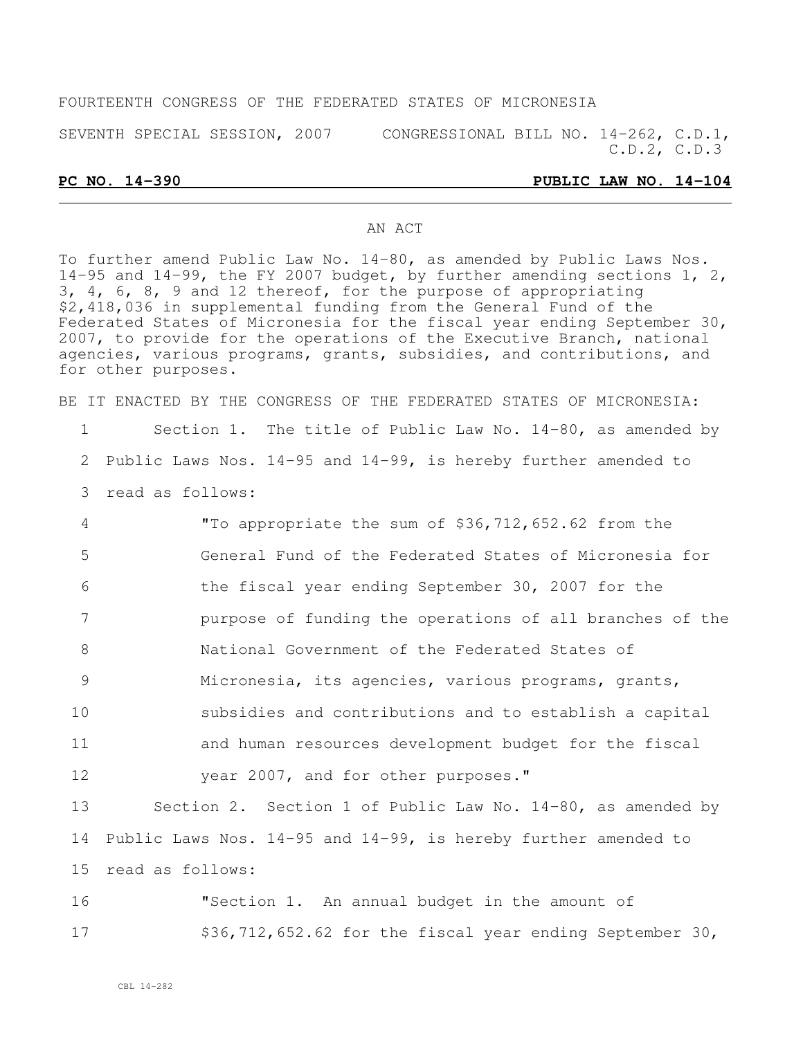FOURTEENTH CONGRESS OF THE FEDERATED STATES OF MICRONESIA

SEVENTH SPECIAL SESSION, 2007 CONGRESSIONAL BILL NO. 14-262, C.D.1, C.D.2, C.D.3

**PC NO. 14-390 PUBLIC LAW NO. 14-104**

AN ACT

To further amend Public Law No. 14-80, as amended by Public Laws Nos. 14-95 and 14-99, the FY 2007 budget, by further amending sections 1, 2, 3, 4, 6, 8, 9 and 12 thereof, for the purpose of appropriating \$2,418,036 in supplemental funding from the General Fund of the Federated States of Micronesia for the fiscal year ending September 30, 2007, to provide for the operations of the Executive Branch, national agencies, various programs, grants, subsidies, and contributions, and for other purposes.

BE IT ENACTED BY THE CONGRESS OF THE FEDERATED STATES OF MICRONESIA:

1 Section 1. The title of Public Law No. 14-80, as amended by
2 Public Laws Nos. 14-95 and 14-99, is hereby further amended to
3 read as follows:
4 "To appropriate the sum of \$36,712,652.62 from the
5 General Fund of the Federated States of Micronesia for
6 the fiscal year ending September 30, 2007 for the
7 purpose of funding the operations of all branches of the
8 National Government of the Federated States of
9 Micronesia, its agencies, various programs, grants,
10 subsidies and contributions and to establish a capital
11 and human resources development budget for the fiscal
12 year 2007, and for other purposes."
13 Section 2. Section 1 of Public Law No. 14-80, as amended by
14 Public Laws Nos. 14-95 and 14-99, is hereby further amended to
15 read as follows:
16 "Section 1. An annual budget in the amount of
17 \$36,712,652.62 for the fiscal year ending September 30,

CBL 14-282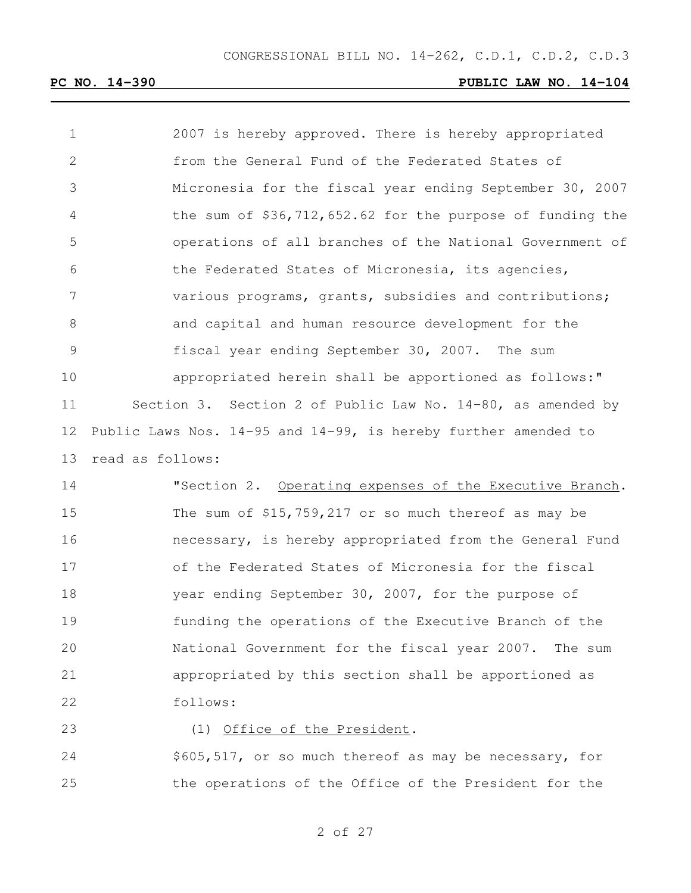2007 is hereby approved. There is hereby appropriated from the General Fund of the Federated States of Micronesia for the fiscal year ending September 30, 2007 the sum of $36,712,652.62 for the purpose of funding the operations of all branches of the National Government of the Federated States of Micronesia, its agencies, various programs, grants, subsidies and contributions; and capital and human resource development for the fiscal year ending September 30, 2007. The sum appropriated herein shall be apportioned as follows:"

Section 3. Section 2 of Public Law No. 14-80, as amended by Public Laws Nos. 14-95 and 14-99, is hereby further amended to read as follows:

"Section 2. Operating expenses of the Executive Branch. The sum of $15,759,217 or so much thereof as may be necessary, is hereby appropriated from the General Fund of the Federated States of Micronesia for the fiscal year ending September 30, 2007, for the purpose of funding the operations of the Executive Branch of the National Government for the fiscal year 2007. The sum appropriated by this section shall be apportioned as follows:

(1) Office of the President.

$605,517, or so much thereof as may be necessary, for the operations of the Office of the President for the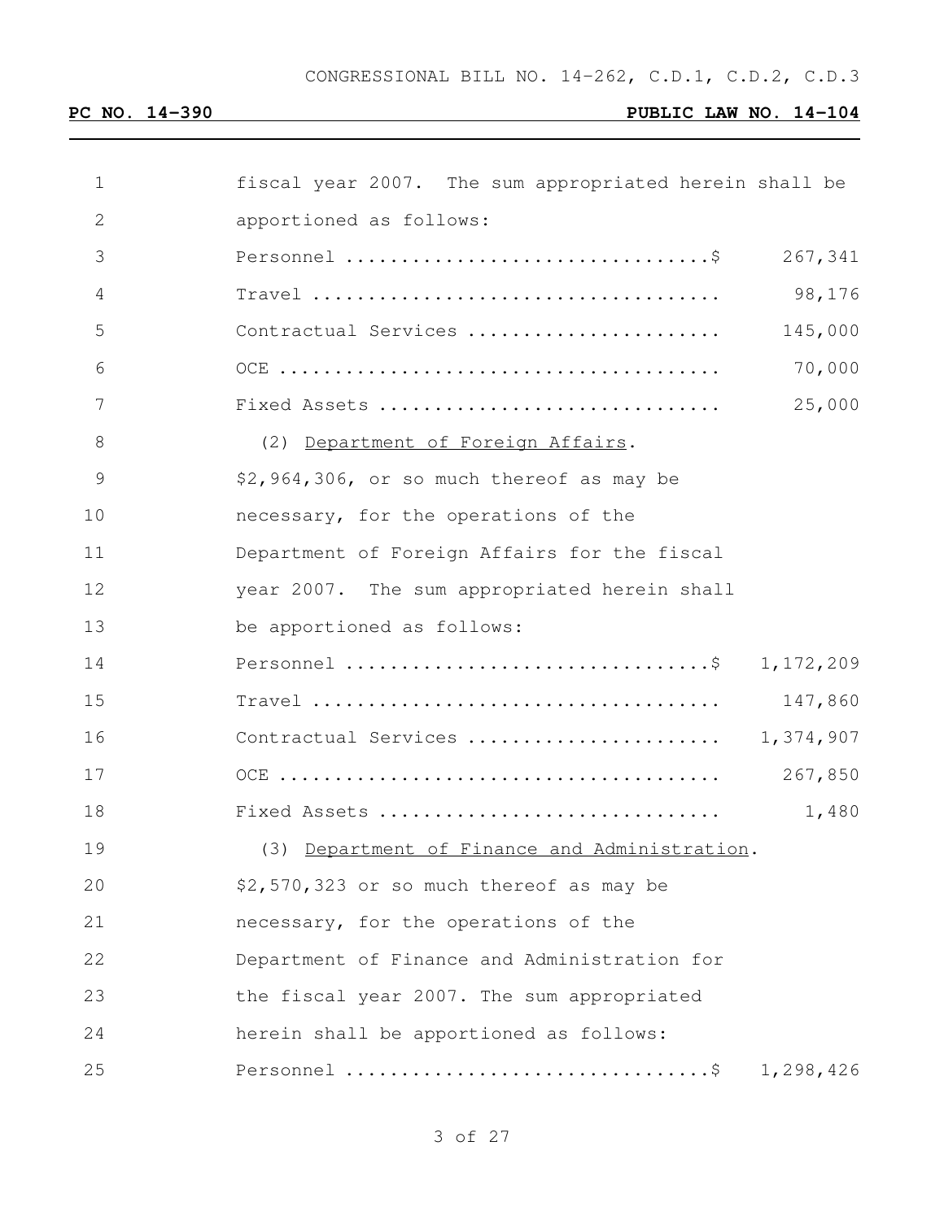fiscal year 2007. The sum appropriated herein shall be apportioned as follows:

| | |
|---|---|
| Personnel ................................$ | 267,341 |
| Travel .................................... | 98,176 |
| Contractual Services ...................... | 145,000 |
| OCE ....................................... | 70,000 |
| Fixed Assets .............................. | 25,000 |

(2) Department of Foreign Affairs. $2,964,306, or so much thereof as may be necessary, for the operations of the Department of Foreign Affairs for the fiscal year 2007. The sum appropriated herein shall be apportioned as follows:

| | |
|---|---|
| Personnel ................................$ | 1,172,209 |
| Travel .................................... | 147,860 |
| Contractual Services ...................... | 1,374,907 |
| OCE ....................................... | 267,850 |
| Fixed Assets .............................. | 1,480 |

(3) Department of Finance and Administration. $2,570,323 or so much thereof as may be necessary, for the operations of the Department of Finance and Administration for the fiscal year 2007. The sum appropriated herein shall be apportioned as follows:

| | |
|---|---|
| Personnel ................................$ | 1,298,426 |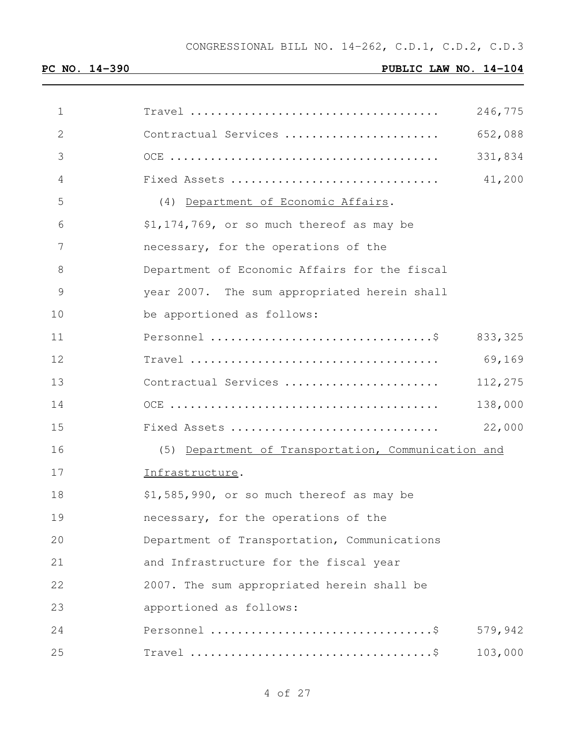| | |
|---|---|
| Travel | 246,775 |
| Contractual Services | 652,088 |
| OCE | 331,834 |
| Fixed Assets | 41,200 |

(4) Department of Economic Affairs.

$1,174,769, or so much thereof as may be necessary, for the operations of the Department of Economic Affairs for the fiscal year 2007. The sum appropriated herein shall be apportioned as follows:

| | |
|---|---|
| Personnel $ | 833,325 |
| Travel | 69,169 |
| Contractual Services | 112,275 |
| OCE | 138,000 |
| Fixed Assets | 22,000 |

(5) Department of Transportation, Communication and Infrastructure.

$1,585,990, or so much thereof as may be necessary, for the operations of the Department of Transportation, Communications and Infrastructure for the fiscal year 2007. The sum appropriated herein shall be apportioned as follows:

| | |
|---|---|
| Personnel $ | 579,942 |
| Travel $ | 103,000 |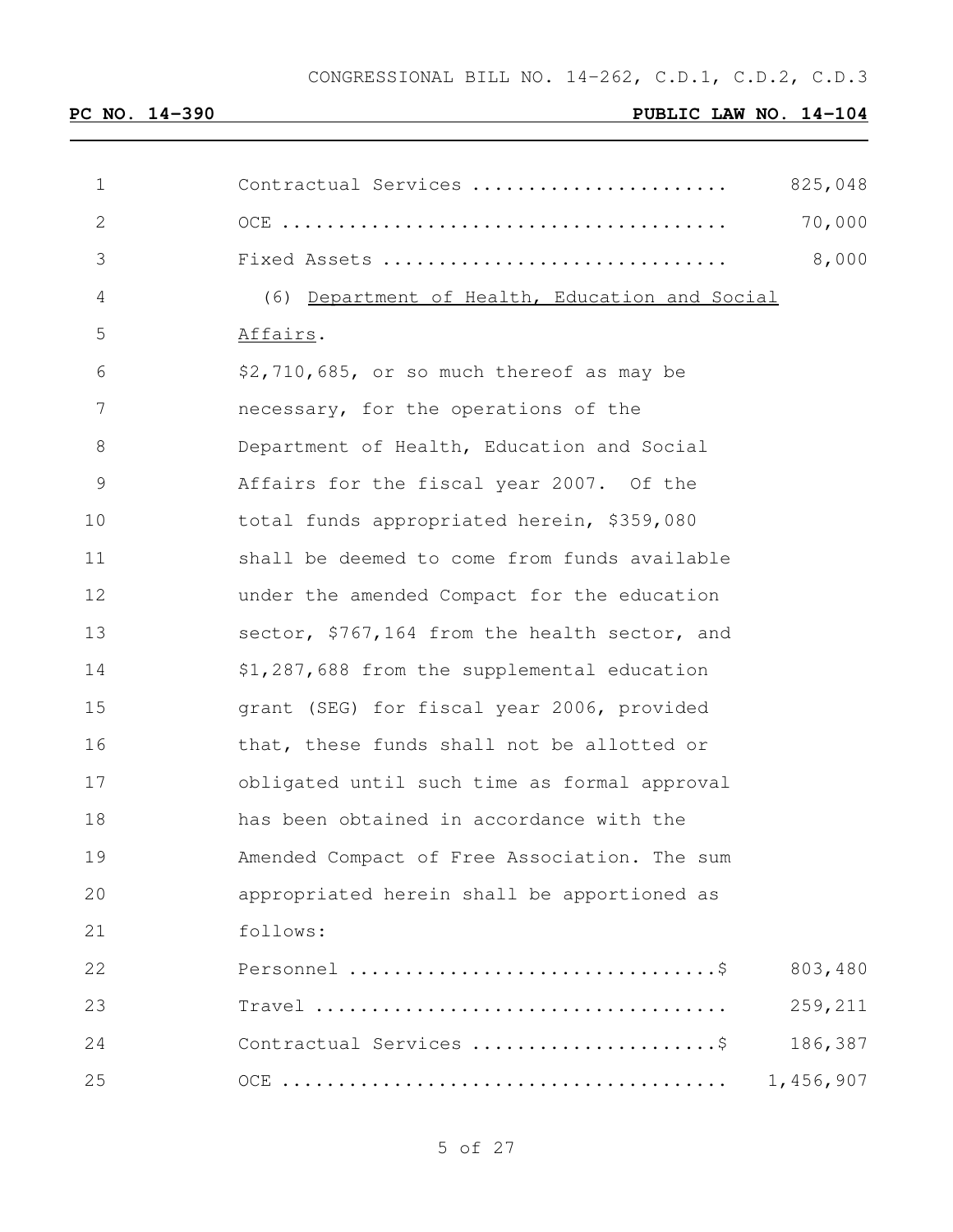| | |
|---|---:|
| Contractual Services ...................... | 825,048 |
| OCE ....................................... | 70,000 |
| Fixed Assets .............................. | 8,000 |

(6) <u>Department of Health, Education and Social Affairs</u>.

$2,710,685, or so much thereof as may be necessary, for the operations of the Department of Health, Education and Social Affairs for the fiscal year 2007. Of the total funds appropriated herein, $359,080 shall be deemed to come from funds available under the amended Compact for the education sector, $767,164 from the health sector, and $1,287,688 from the supplemental education grant (SEG) for fiscal year 2006, provided that, these funds shall not be allotted or obligated until such time as formal approval has been obtained in accordance with the Amended Compact of Free Association. The sum appropriated herein shall be apportioned as follows:

| | |
|---|---:|
| Personnel ................................$ | 803,480 |
| Travel .................................... | 259,211 |
| Contractual Services .....................$ | 186,387 |
| OCE ....................................... | 1,456,907 |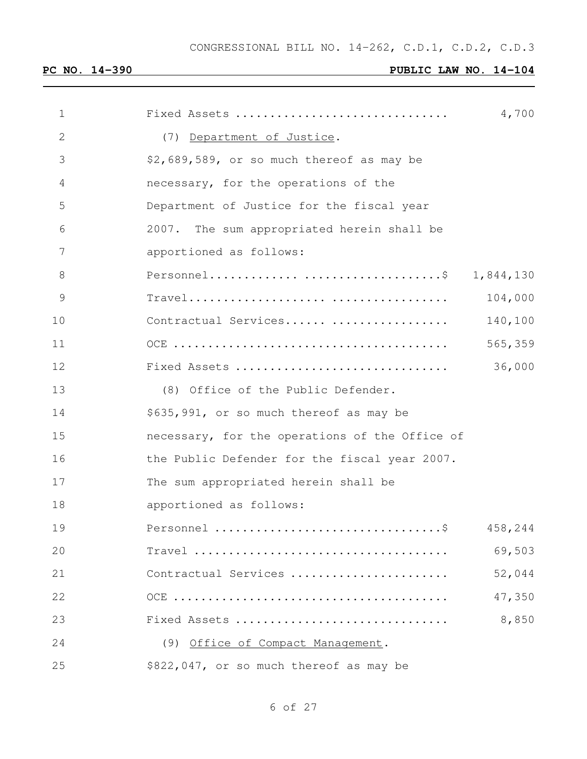Fixed Assets .............................. 4,700

(7) Department of Justice.

$2,689,589, or so much thereof as may be necessary, for the operations of the Department of Justice for the fiscal year 2007. The sum appropriated herein shall be apportioned as follows:

| | |
|---|---|
| Personnel.............................$ | 1,844,130 |
| Travel................................ | 104,000 |
| Contractual Services...... ................. | 140,100 |
| OCE ....................................... | 565,359 |
| Fixed Assets .............................. | 36,000 |

(8) Office of the Public Defender.

$635,991, or so much thereof as may be necessary, for the operations of the Office of the Public Defender for the fiscal year 2007. The sum appropriated herein shall be apportioned as follows:

| | |
|---|---|
| Personnel ................................$ | 458,244 |
| Travel .................................... | 69,503 |
| Contractual Services ...................... | 52,044 |
| OCE ....................................... | 47,350 |
| Fixed Assets .............................. | 8,850 |

(9) Office of Compact Management.

$822,047, or so much thereof as may be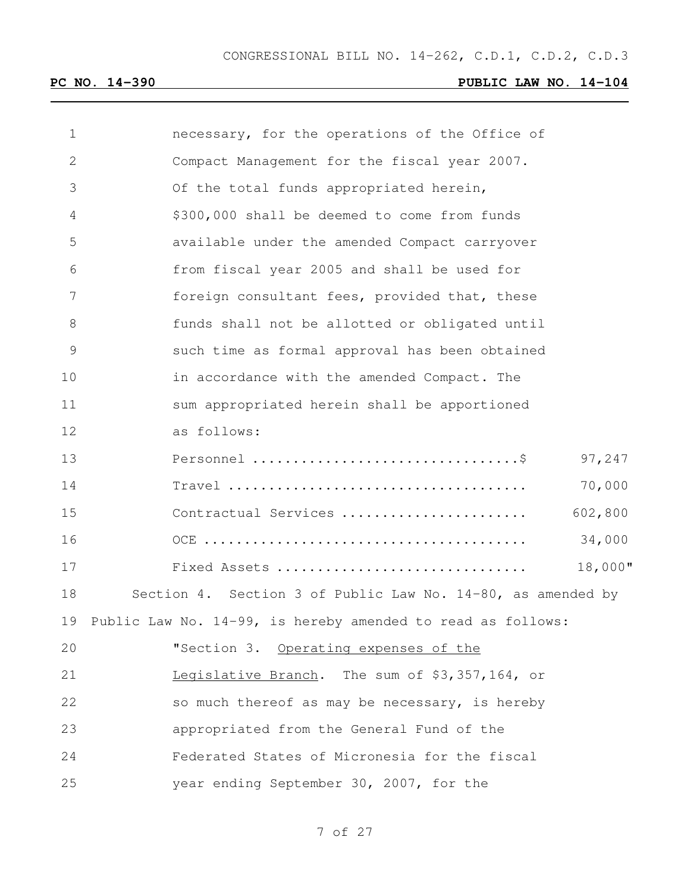necessary, for the operations of the Office of Compact Management for the fiscal year 2007. Of the total funds appropriated herein, $300,000 shall be deemed to come from funds available under the amended Compact carryover from fiscal year 2005 and shall be used for foreign consultant fees, provided that, these funds shall not be allotted or obligated until such time as formal approval has been obtained in accordance with the amended Compact. The sum appropriated herein shall be apportioned as follows:

| | |
|---|---|
| Personnel ................................$ | 97,247 |
| Travel .................................... | 70,000 |
| Contractual Services ...................... | 602,800 |
| OCE ....................................... | 34,000 |
| Fixed Assets .............................. | 18,000" |

Section 4. Section 3 of Public Law No. 14-80, as amended by Public Law No. 14-99, is hereby amended to read as follows:

"Section 3. Operating expenses of the Legislative Branch. The sum of $3,357,164, or so much thereof as may be necessary, is hereby appropriated from the General Fund of the Federated States of Micronesia for the fiscal year ending September 30, 2007, for the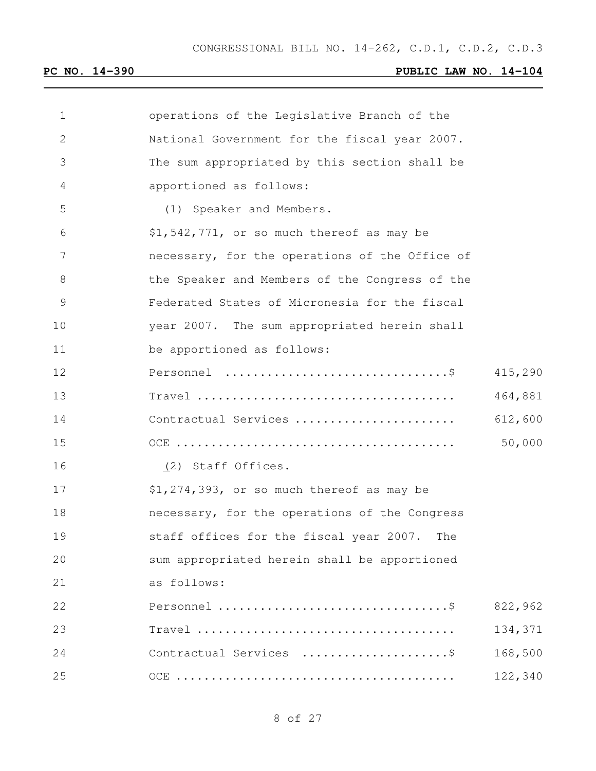operations of the Legislative Branch of the National Government for the fiscal year 2007. The sum appropriated by this section shall be apportioned as follows:

(1) Speaker and Members.

$1,542,771, or so much thereof as may be necessary, for the operations of the Office of the Speaker and Members of the Congress of the Federated States of Micronesia for the fiscal year 2007. The sum appropriated herein shall be apportioned as follows:

| | |
|---|---|
| Personnel ................................$ | 415,290 |
| Travel ..................................... | 464,881 |
| Contractual Services ....................... | 612,600 |
| OCE ........................................ | 50,000 |

(2) Staff Offices.

$1,274,393, or so much thereof as may be necessary, for the operations of the Congress staff offices for the fiscal year 2007. The sum appropriated herein shall be apportioned as follows:

| | |
|---|---|
| Personnel ................................$ | 822,962 |
| Travel ..................................... | 134,371 |
| Contractual Services .....................$ | 168,500 |
| OCE ........................................ | 122,340 |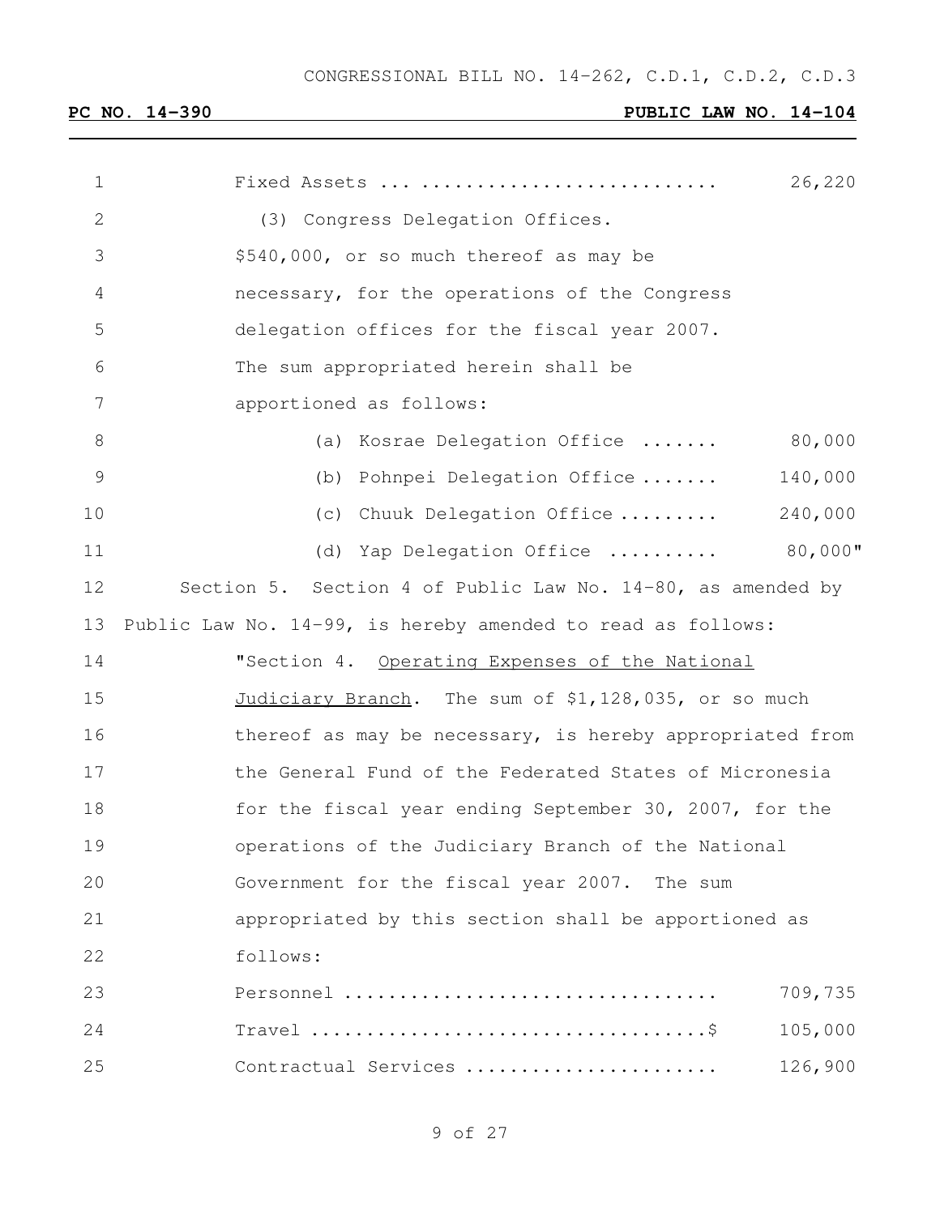Fixed Assets ... .......................... 26,220

(3) Congress Delegation Offices.

$540,000, or so much thereof as may be necessary, for the operations of the Congress delegation offices for the fiscal year 2007. The sum appropriated herein shall be apportioned as follows:

(a) Kosrae Delegation Office ....... 80,000

(b) Pohnpei Delegation Office ....... 140,000

(c) Chuuk Delegation Office ......... 240,000

(d) Yap Delegation Office .......... 80,000"

Section 5. Section 4 of Public Law No. 14-80, as amended by Public Law No. 14-99, is hereby amended to read as follows:

"Section 4. Operating Expenses of the National Judiciary Branch. The sum of $1,128,035, or so much thereof as may be necessary, is hereby appropriated from the General Fund of the Federated States of Micronesia for the fiscal year ending September 30, 2007, for the operations of the Judiciary Branch of the National Government for the fiscal year 2007. The sum appropriated by this section shall be apportioned as follows:

Personnel ................................. 709,735

Travel ...................................$ 105,000

Contractual Services ...................... 126,900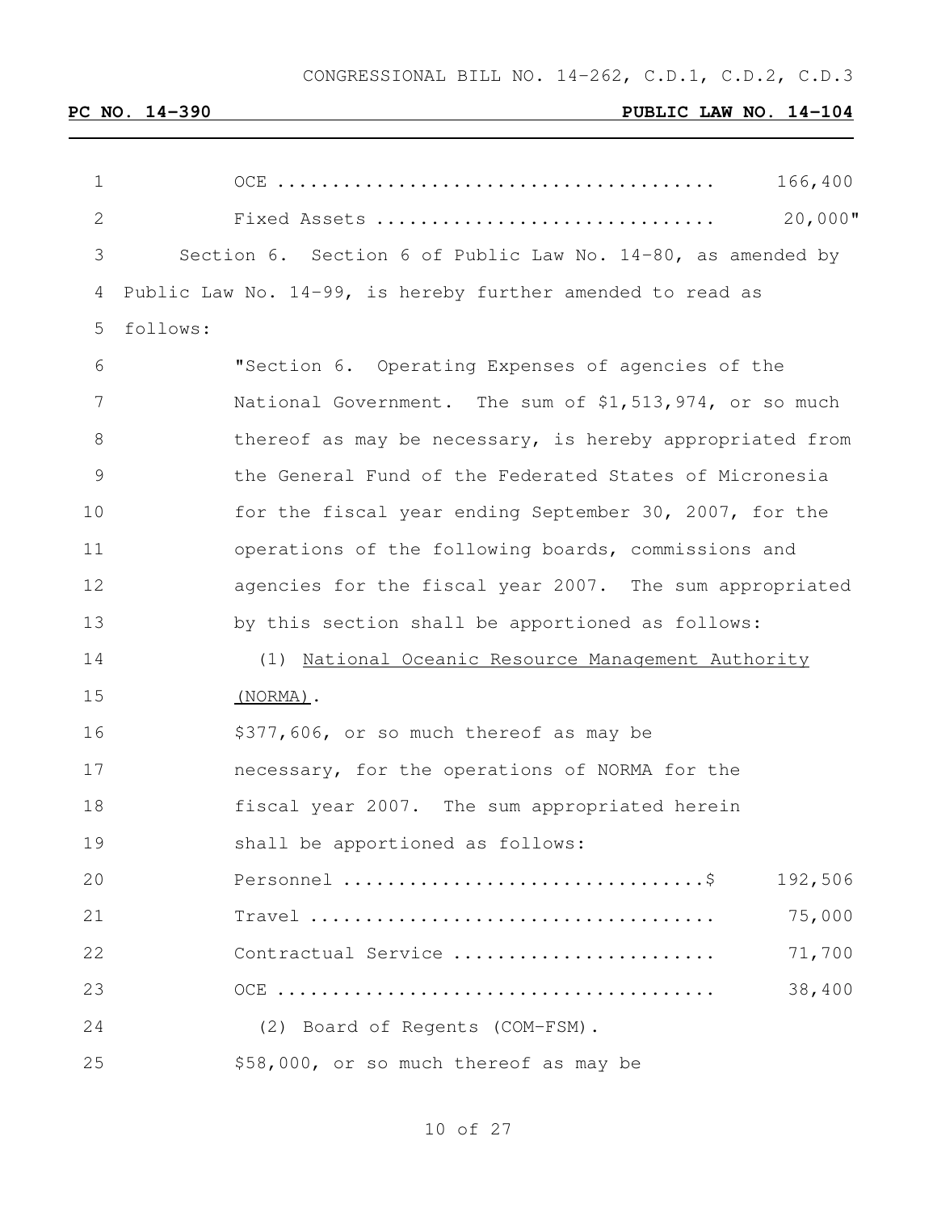OCE ........................................ 166,400

Fixed Assets .............................. 20,000"

Section 6. Section 6 of Public Law No. 14-80, as amended by Public Law No. 14-99, is hereby further amended to read as follows:

"Section 6. Operating Expenses of agencies of the National Government. The sum of $1,513,974, or so much thereof as may be necessary, is hereby appropriated from the General Fund of the Federated States of Micronesia for the fiscal year ending September 30, 2007, for the operations of the following boards, commissions and agencies for the fiscal year 2007. The sum appropriated by this section shall be apportioned as follows:

(1) National Oceanic Resource Management Authority (NORMA).

$377,606, or so much thereof as may be necessary, for the operations of NORMA for the fiscal year 2007. The sum appropriated herein shall be apportioned as follows:

Personnel ................................$ 192,506

Travel .................................... 75,000

Contractual Service ....................... 71,700

OCE ....................................... 38,400

(2) Board of Regents (COM-FSM).

$58,000, or so much thereof as may be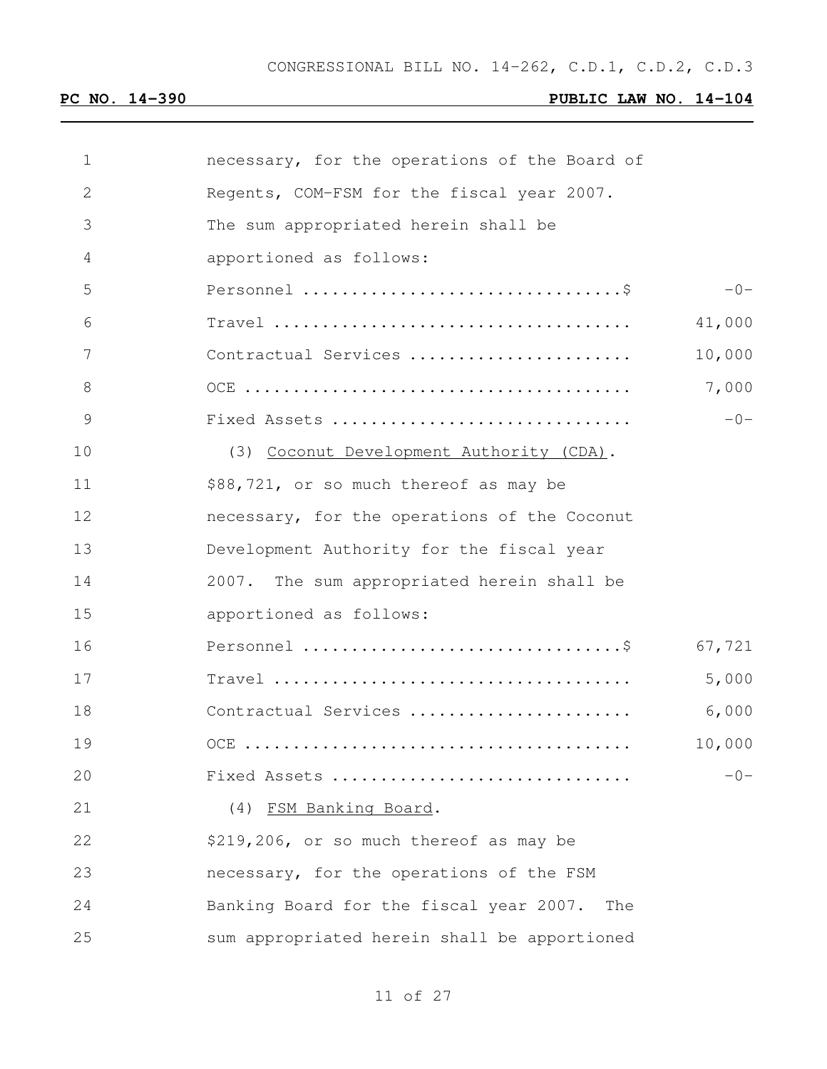necessary, for the operations of the Board of Regents, COM-FSM for the fiscal year 2007. The sum appropriated herein shall be apportioned as follows:

| | |
|---|---|
| Personnel ................................$ | -0- |
| Travel .................................... | 41,000 |
| Contractual Services ...................... | 10,000 |
| OCE ....................................... | 7,000 |
| Fixed Assets .............................. | -0- |

(3) <u>Coconut Development Authority (CDA)</u>. $88,721, or so much thereof as may be necessary, for the operations of the Coconut Development Authority for the fiscal year 2007. The sum appropriated herein shall be apportioned as follows:

| | |
|---|---|
| Personnel ................................$ | 67,721 |
| Travel .................................... | 5,000 |
| Contractual Services ...................... | 6,000 |
| OCE ....................................... | 10,000 |
| Fixed Assets .............................. | -0- |

(4) <u>FSM Banking Board</u>. $219,206, or so much thereof as may be necessary, for the operations of the FSM Banking Board for the fiscal year 2007. The sum appropriated herein shall be apportioned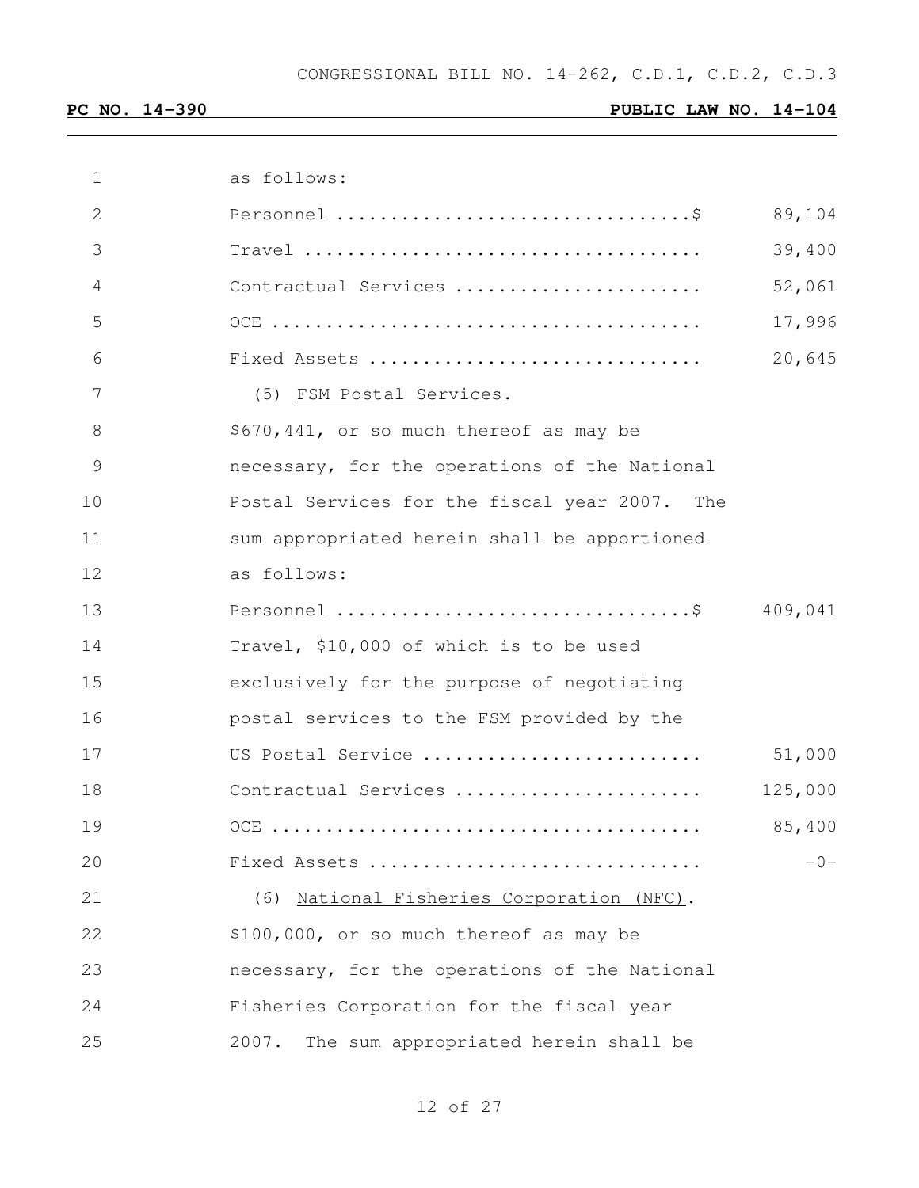as follows:

| | |
|---|---|
| Personnel ................................$ | 89,104 |
| Travel .................................... | 39,400 |
| Contractual Services ...................... | 52,061 |
| OCE ....................................... | 17,996 |
| Fixed Assets .............................. | 20,645 |

(5) FSM Postal Services.

$670,441, or so much thereof as may be necessary, for the operations of the National Postal Services for the fiscal year 2007. The sum appropriated herein shall be apportioned as follows:

| | |
|---|---|
| Personnel ................................$ | 409,041 |
| Travel, $10,000 of which is to be used exclusively for the purpose of negotiating postal services to the FSM provided by the US Postal Service ......................... | 51,000 |
| Contractual Services ...................... | 125,000 |
| OCE ....................................... | 85,400 |
| Fixed Assets .............................. | -0- |

(6) National Fisheries Corporation (NFC).

$100,000, or so much thereof as may be necessary, for the operations of the National Fisheries Corporation for the fiscal year 2007. The sum appropriated herein shall be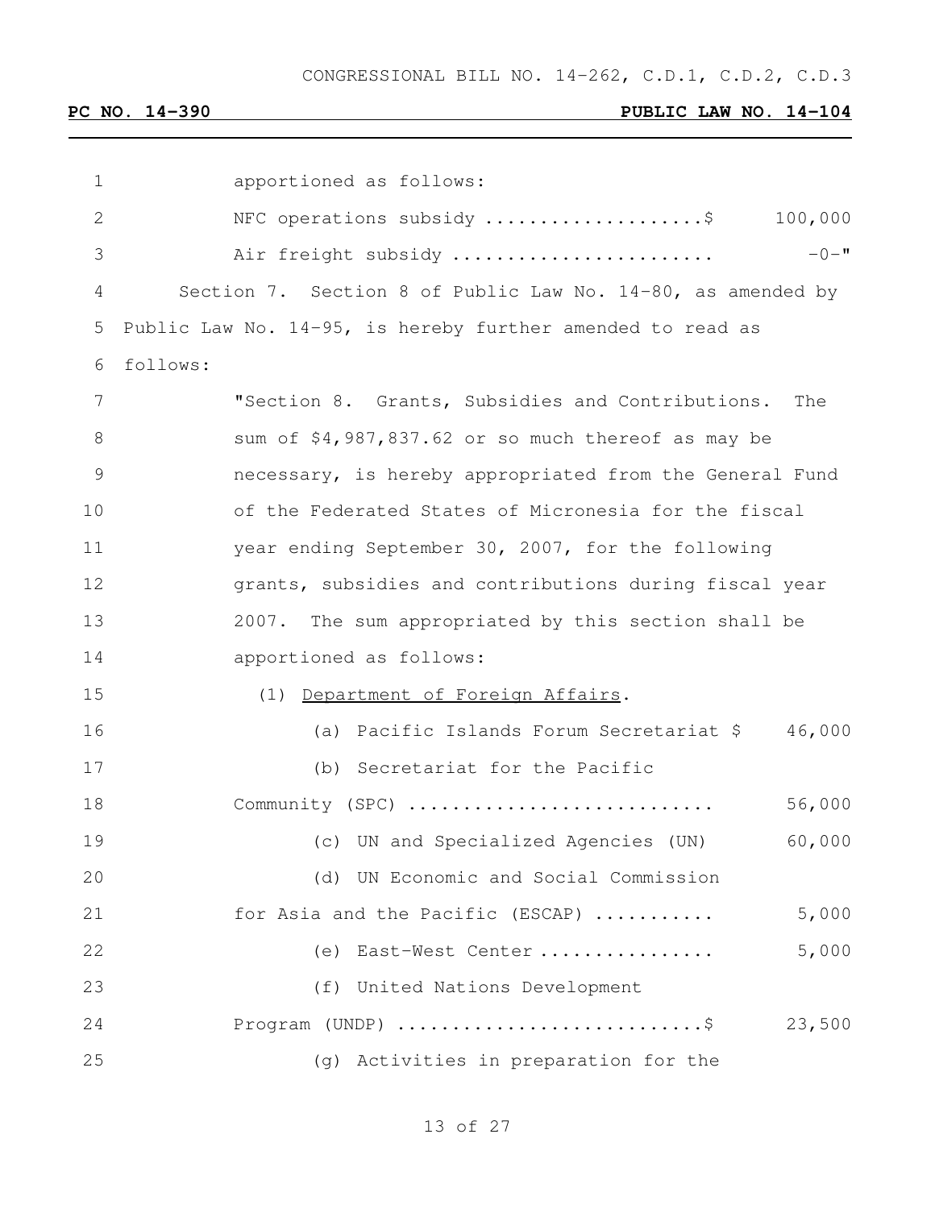apportioned as follows:

NFC operations subsidy ....................$ 100,000

Air freight subsidy ........................ -0-"

Section 7. Section 8 of Public Law No. 14-80, as amended by Public Law No. 14-95, is hereby further amended to read as follows:

"Section 8. Grants, Subsidies and Contributions. The sum of $4,987,837.62 or so much thereof as may be necessary, is hereby appropriated from the General Fund of the Federated States of Micronesia for the fiscal year ending September 30, 2007, for the following grants, subsidies and contributions during fiscal year 2007. The sum appropriated by this section shall be apportioned as follows:

(1) Department of Foreign Affairs.

(a) Pacific Islands Forum Secretariat $ 46,000

(b) Secretariat for the Pacific Community (SPC) ........................... 56,000

(c) UN and Specialized Agencies (UN) 60,000

(d) UN Economic and Social Commission for Asia and the Pacific (ESCAP) ........... 5,000

(e) East-West Center ................ 5,000

(f) United Nations Development Program (UNDP) ...........................$ 23,500

(g) Activities in preparation for the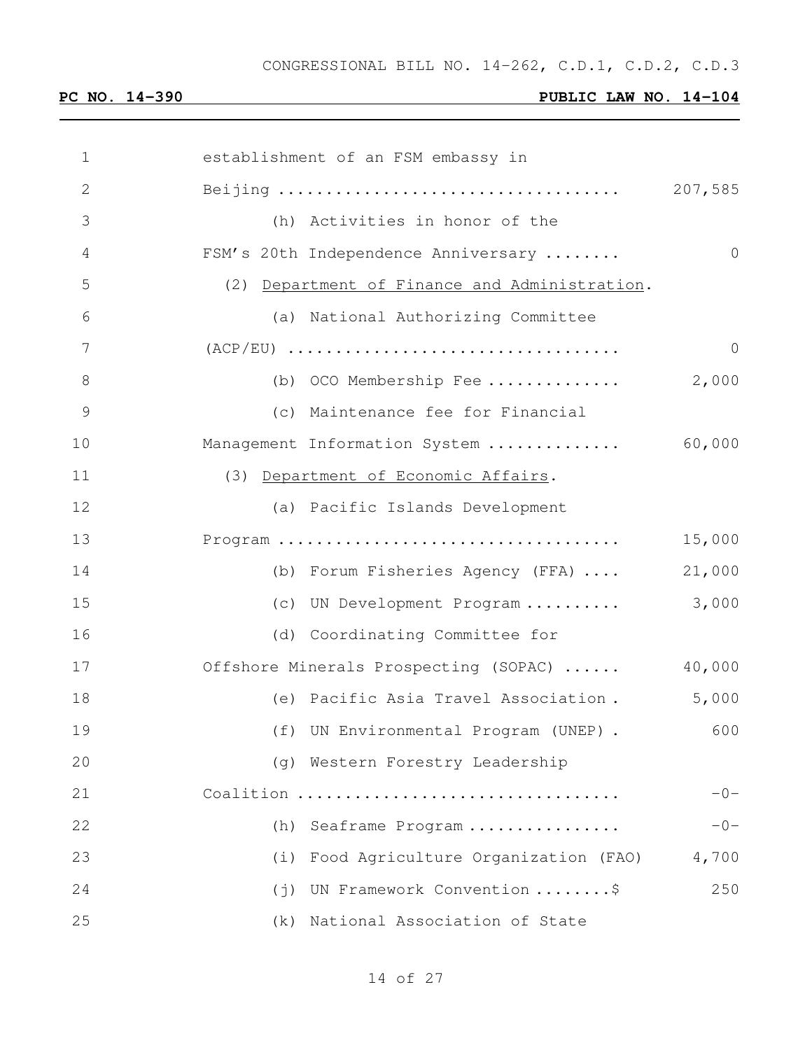establishment of an FSM embassy in Beijing .................................... 207,585

(h) Activities in honor of the FSM's 20th Independence Anniversary ........ 0

(2) Department of Finance and Administration.

(a) National Authorizing Committee (ACP/EU) .................................. 0

(b) OCO Membership Fee .............. 2,000

(c) Maintenance fee for Financial Management Information System .............. 60,000

(3) Department of Economic Affairs.

(a) Pacific Islands Development Program .................................... 15,000

(b) Forum Fisheries Agency (FFA) .... 21,000

(c) UN Development Program .......... 3,000

(d) Coordinating Committee for Offshore Minerals Prospecting (SOPAC) ...... 40,000

(e) Pacific Asia Travel Association . 5,000

(f) UN Environmental Program (UNEP) . 600

(g) Western Forestry Leadership Coalition ................................. -0-

(h) Seaframe Program ................ -0-

(i) Food Agriculture Organization (FAO) 4,700

(j) UN Framework Convention ........$ 250

(k) National Association of State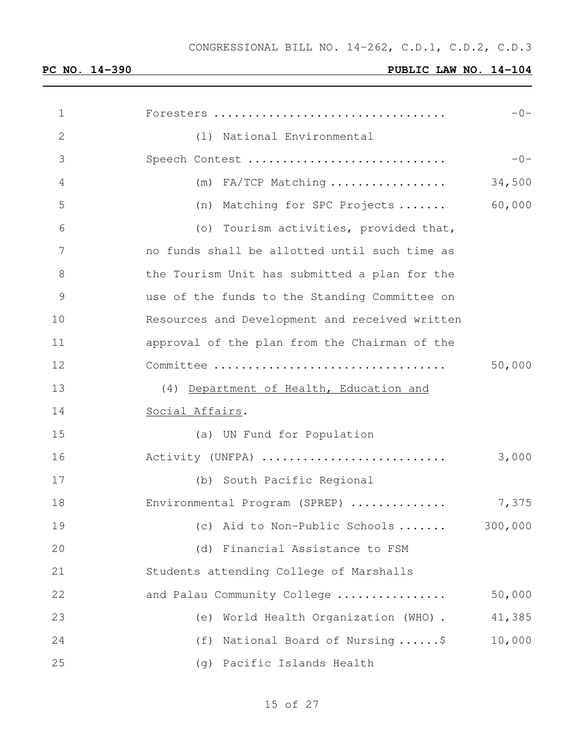Foresters .................................. -0-

(l) National Environmental Speech Contest ............................. -0-

(m) FA/TCP Matching ................. 34,500

(n) Matching for SPC Projects ....... 60,000

(o) Tourism activities, provided that, no funds shall be allotted until such time as the Tourism Unit has submitted a plan for the use of the funds to the Standing Committee on Resources and Development and received written approval of the plan from the Chairman of the Committee .................................. 50,000

(4) <u>Department of Health, Education and Social Affairs</u>.

(a) UN Fund for Population Activity (UNFPA) ........................... 3,000

(b) South Pacific Regional Environmental Program (SPREP) .............. 7,375

(c) Aid to Non-Public Schools ....... 300,000

(d) Financial Assistance to FSM Students attending College of Marshalls and Palau Community College ................ 50,000

(e) World Health Organization (WHO) . 41,385

(f) National Board of Nursing ......$ 10,000

(g) Pacific Islands Health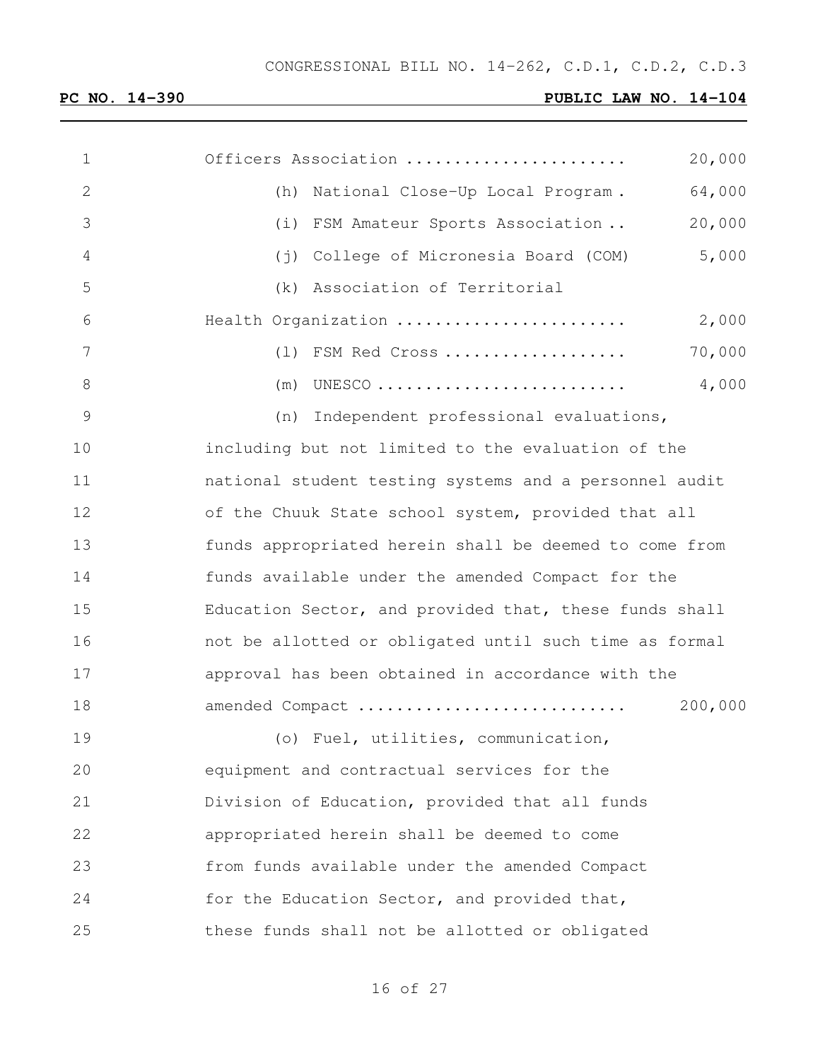Officers Association ...................... 20,000

(h) National Close-Up Local Program . 64,000

(i) FSM Amateur Sports Association .. 20,000

(j) College of Micronesia Board (COM) 5,000

(k) Association of Territorial Health Organization ....................... 2,000

(l) FSM Red Cross .................. 70,000

(m) UNESCO ......................... 4,000

(n) Independent professional evaluations, including but not limited to the evaluation of the national student testing systems and a personnel audit of the Chuuk State school system, provided that all funds appropriated herein shall be deemed to come from funds available under the amended Compact for the Education Sector, and provided that, these funds shall not be allotted or obligated until such time as formal approval has been obtained in accordance with the amended Compact .......................... 200,000

(o) Fuel, utilities, communication, equipment and contractual services for the Division of Education, provided that all funds appropriated herein shall be deemed to come from funds available under the amended Compact for the Education Sector, and provided that, these funds shall not be allotted or obligated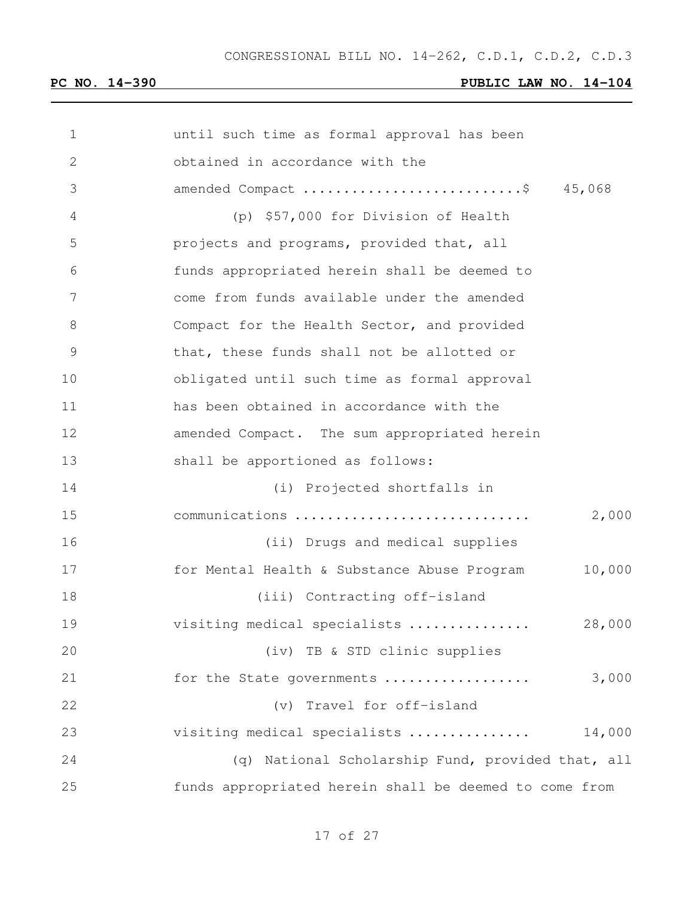until such time as formal approval has been obtained in accordance with the amended Compact ..........................$ 45,068

(p) $57,000 for Division of Health projects and programs, provided that, all funds appropriated herein shall be deemed to come from funds available under the amended Compact for the Health Sector, and provided that, these funds shall not be allotted or obligated until such time as formal approval has been obtained in accordance with the amended Compact. The sum appropriated herein shall be apportioned as follows:

(i) Projected shortfalls in communications ............................ 2,000

(ii) Drugs and medical supplies for Mental Health & Substance Abuse Program 10,000

(iii) Contracting off-island visiting medical specialists .............. 28,000

(iv) TB & STD clinic supplies for the State governments ................. 3,000

(v) Travel for off-island visiting medical specialists .............. 14,000

(q) National Scholarship Fund, provided that, all funds appropriated herein shall be deemed to come from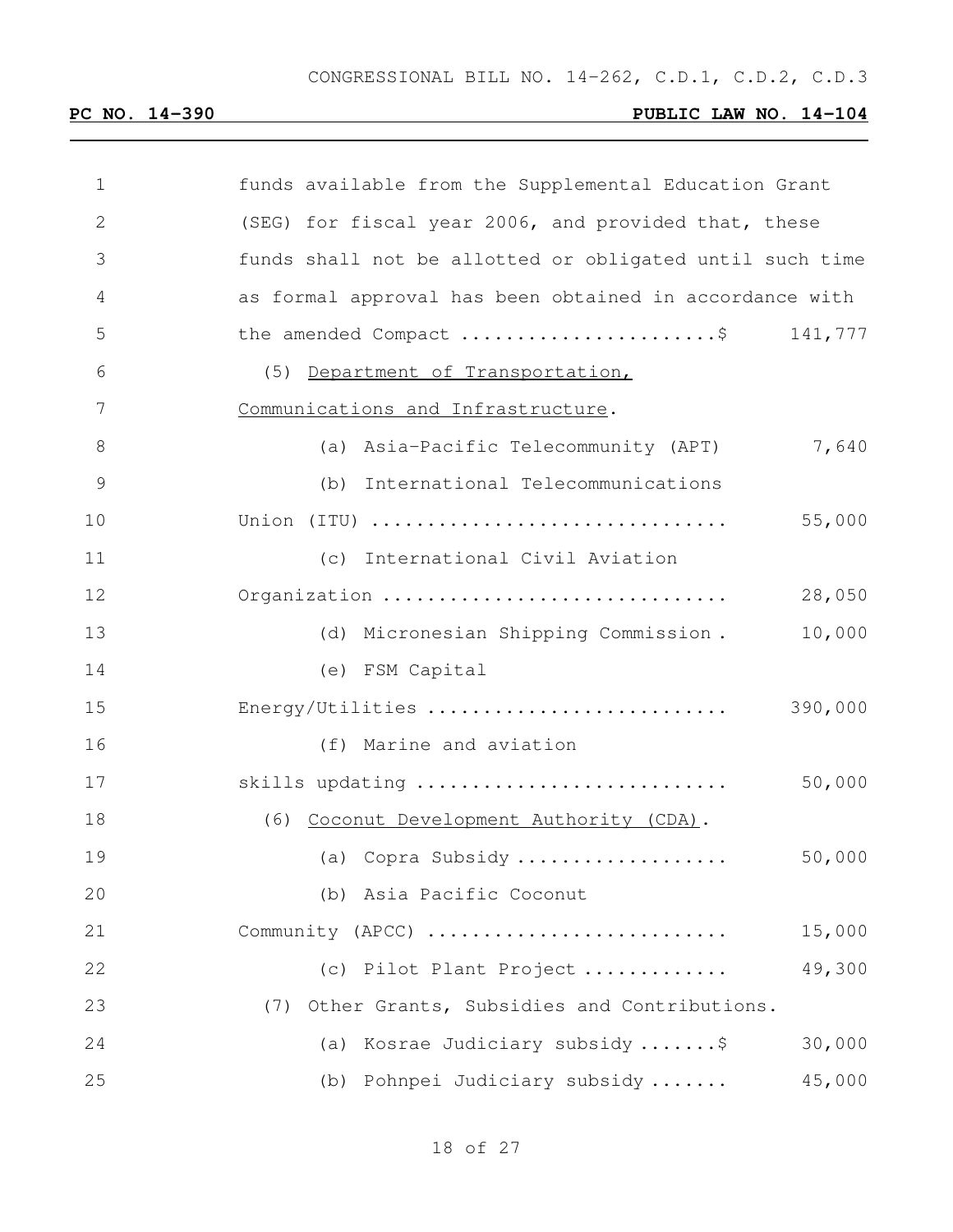funds available from the Supplemental Education Grant (SEG) for fiscal year 2006, and provided that, these funds shall not be allotted or obligated until such time as formal approval has been obtained in accordance with the amended Compact .......................$ 141,777

(5) Department of Transportation, Communications and Infrastructure.

(a) Asia-Pacific Telecommunity (APT) 7,640

(b) International Telecommunications Union (ITU) ................................ 55,000

(c) International Civil Aviation Organization ............................... 28,050

(d) Micronesian Shipping Commission . 10,000

(e) FSM Capital Energy/Utilities ........................... 390,000

(f) Marine and aviation skills updating ............................ 50,000

(6) Coconut Development Authority (CDA).

(a) Copra Subsidy ................... 50,000

(b) Asia Pacific Coconut Community (APCC) .......................... 15,000

(c) Pilot Plant Project ............. 49,300

(7) Other Grants, Subsidies and Contributions.

(a) Kosrae Judiciary subsidy .......$ 30,000

(b) Pohnpei Judiciary subsidy ....... 45,000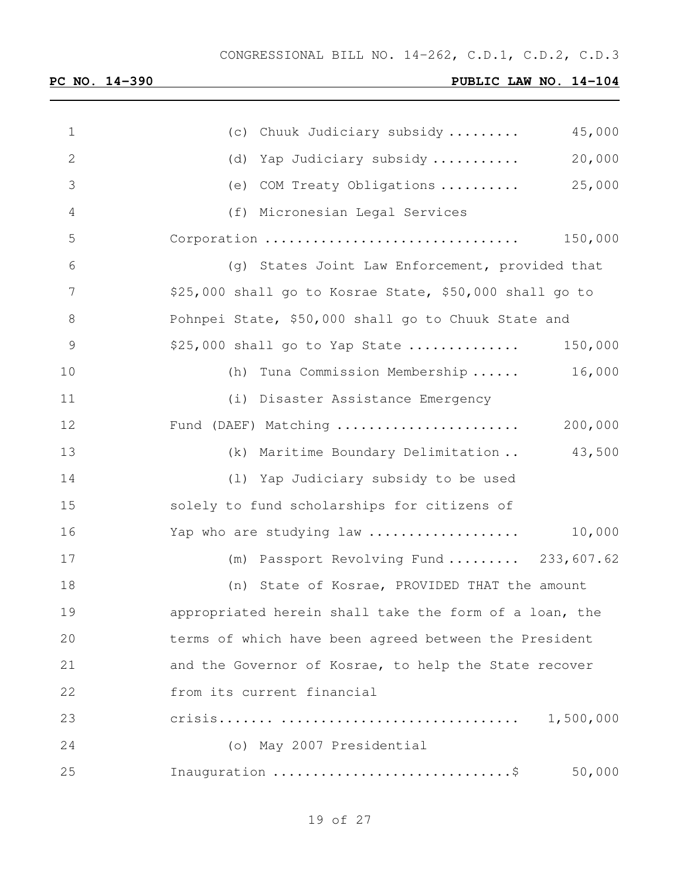(c) Chuuk Judiciary subsidy ......... 45,000

(d) Yap Judiciary subsidy ........... 20,000

(e) COM Treaty Obligations .......... 25,000

(f) Micronesian Legal Services Corporation ............................... 150,000

(g) States Joint Law Enforcement, provided that $25,000 shall go to Kosrae State, $50,000 shall go to Pohnpei State, $50,000 shall go to Chuuk State and $25,000 shall go to Yap State ............. 150,000

(h) Tuna Commission Membership ...... 16,000

(i) Disaster Assistance Emergency Fund (DAEF) Matching ...................... 200,000

(k) Maritime Boundary Delimitation .. 43,500

(l) Yap Judiciary subsidy to be used solely to fund scholarships for citizens of Yap who are studying law .................. 10,000

(m) Passport Revolving Fund ......... 233,607.62

(n) State of Kosrae, PROVIDED THAT the amount appropriated herein shall take the form of a loan, the terms of which have been agreed between the President and the Governor of Kosrae, to help the State recover from its current financial crisis....... ............................. 1,500,000

(o) May 2007 Presidential Inauguration .............................$ 50,000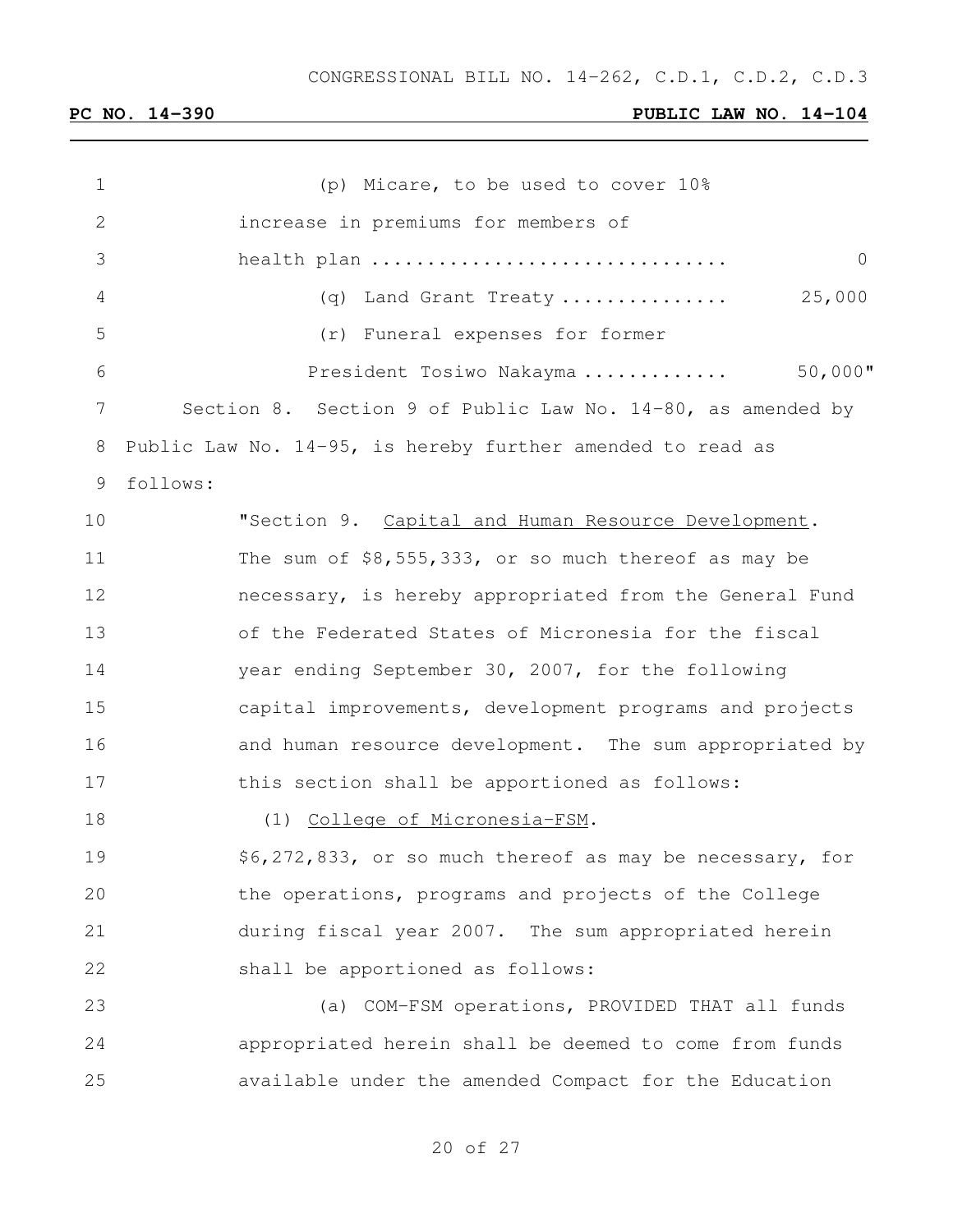(p) Micare, to be used to cover 10% increase in premiums for members of health plan ............................... 0

(q) Land Grant Treaty ............... 25,000

(r) Funeral expenses for former President Tosiwo Nakayma ............. 50,000"

Section 8. Section 9 of Public Law No. 14-80, as amended by Public Law No. 14-95, is hereby further amended to read as follows:

"Section 9. <u>Capital and Human Resource Development</u>. The sum of $8,555,333, or so much thereof as may be necessary, is hereby appropriated from the General Fund of the Federated States of Micronesia for the fiscal year ending September 30, 2007, for the following capital improvements, development programs and projects and human resource development. The sum appropriated by this section shall be apportioned as follows:

(1) <u>College of Micronesia-FSM</u>. $6,272,833, or so much thereof as may be necessary, for the operations, programs and projects of the College during fiscal year 2007. The sum appropriated herein shall be apportioned as follows:

(a) COM-FSM operations, PROVIDED THAT all funds appropriated herein shall be deemed to come from funds available under the amended Compact for the Education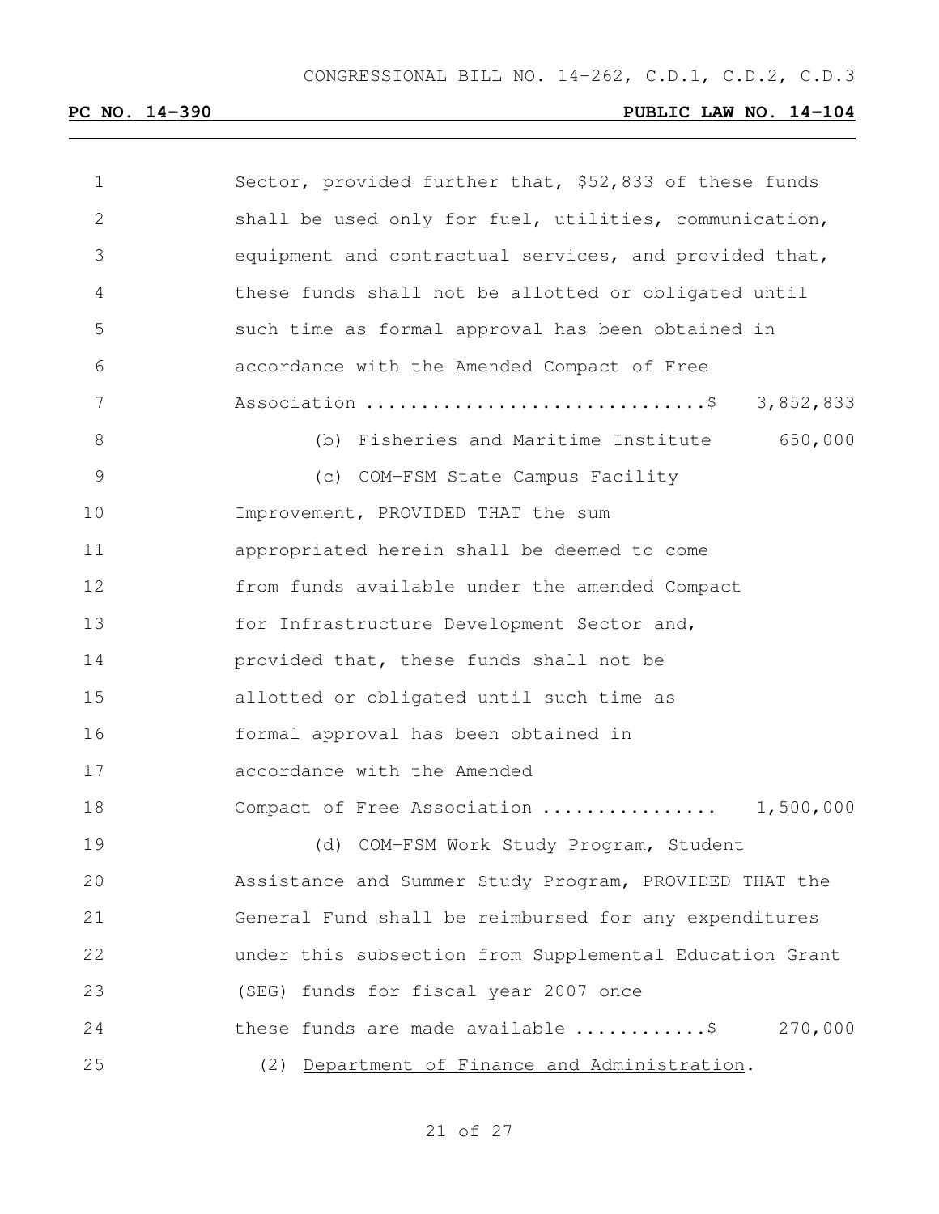Sector, provided further that, $52,833 of these funds shall be used only for fuel, utilities, communication, equipment and contractual services, and provided that, these funds shall not be allotted or obligated until such time as formal approval has been obtained in accordance with the Amended Compact of Free Association ..............................$ 3,852,833

(b) Fisheries and Maritime Institute 650,000

(c) COM-FSM State Campus Facility Improvement, PROVIDED THAT the sum appropriated herein shall be deemed to come from funds available under the amended Compact for Infrastructure Development Sector and, provided that, these funds shall not be allotted or obligated until such time as formal approval has been obtained in accordance with the Amended Compact of Free Association ................ 1,500,000

(d) COM-FSM Work Study Program, Student Assistance and Summer Study Program, PROVIDED THAT the General Fund shall be reimbursed for any expenditures under this subsection from Supplemental Education Grant (SEG) funds for fiscal year 2007 once these funds are made available ............$ 270,000

(2) Department of Finance and Administration.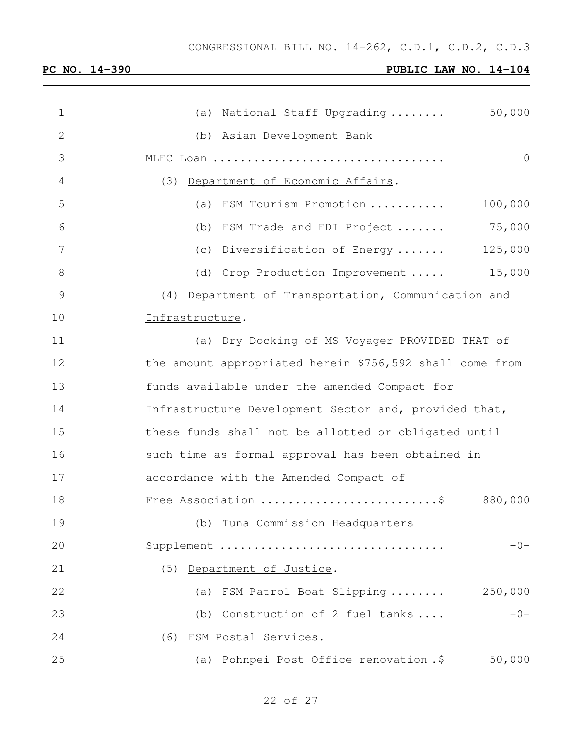(a) National Staff Upgrading ........ 50,000

(b) Asian Development Bank MLFC Loan .................................. 0

(3) Department of Economic Affairs.

(a) FSM Tourism Promotion ........... 100,000

(b) FSM Trade and FDI Project ....... 75,000

(c) Diversification of Energy ....... 125,000

(d) Crop Production Improvement ..... 15,000

(4) Department of Transportation, Communication and Infrastructure.

(a) Dry Docking of MS Voyager PROVIDED THAT of the amount appropriated herein $756,592 shall come from funds available under the amended Compact for Infrastructure Development Sector and, provided that, these funds shall not be allotted or obligated until such time as formal approval has been obtained in accordance with the Amended Compact of Free Association .........................$ 880,000

(b) Tuna Commission Headquarters Supplement ................................ -0-

(5) Department of Justice.

(a) FSM Patrol Boat Slipping ........ 250,000

(b) Construction of 2 fuel tanks .... -0-

(6) FSM Postal Services.

(a) Pohnpei Post Office renovation .$ 50,000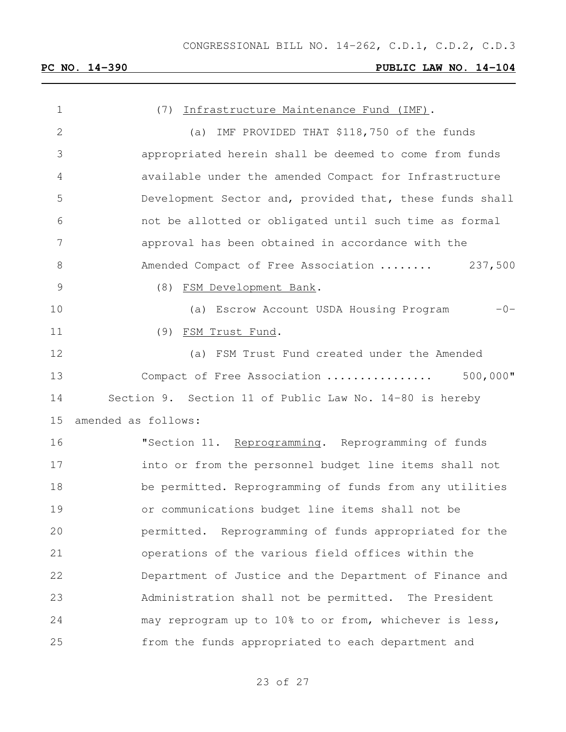CONGRESSIONAL BILL NO. 14-262, C.D.1, C.D.2, C.D.3

**PC NO. 14-390 PUBLIC LAW NO. 14-104**

(7) Infrastructure Maintenance Fund (IMF).

(a) IMF PROVIDED THAT $118,750 of the funds appropriated herein shall be deemed to come from funds available under the amended Compact for Infrastructure Development Sector and, provided that, these funds shall not be allotted or obligated until such time as formal approval has been obtained in accordance with the Amended Compact of Free Association ........ 237,500

(8) FSM Development Bank.

(a) Escrow Account USDA Housing Program -0-

(9) FSM Trust Fund.

(a) FSM Trust Fund created under the Amended Compact of Free Association ................ 500,000"

Section 9. Section 11 of Public Law No. 14-80 is hereby amended as follows:

"Section 11. Reprogramming. Reprogramming of funds into or from the personnel budget line items shall not be permitted. Reprogramming of funds from any utilities or communications budget line items shall not be permitted. Reprogramming of funds appropriated for the operations of the various field offices within the Department of Justice and the Department of Finance and Administration shall not be permitted. The President may reprogram up to 10% to or from, whichever is less, from the funds appropriated to each department and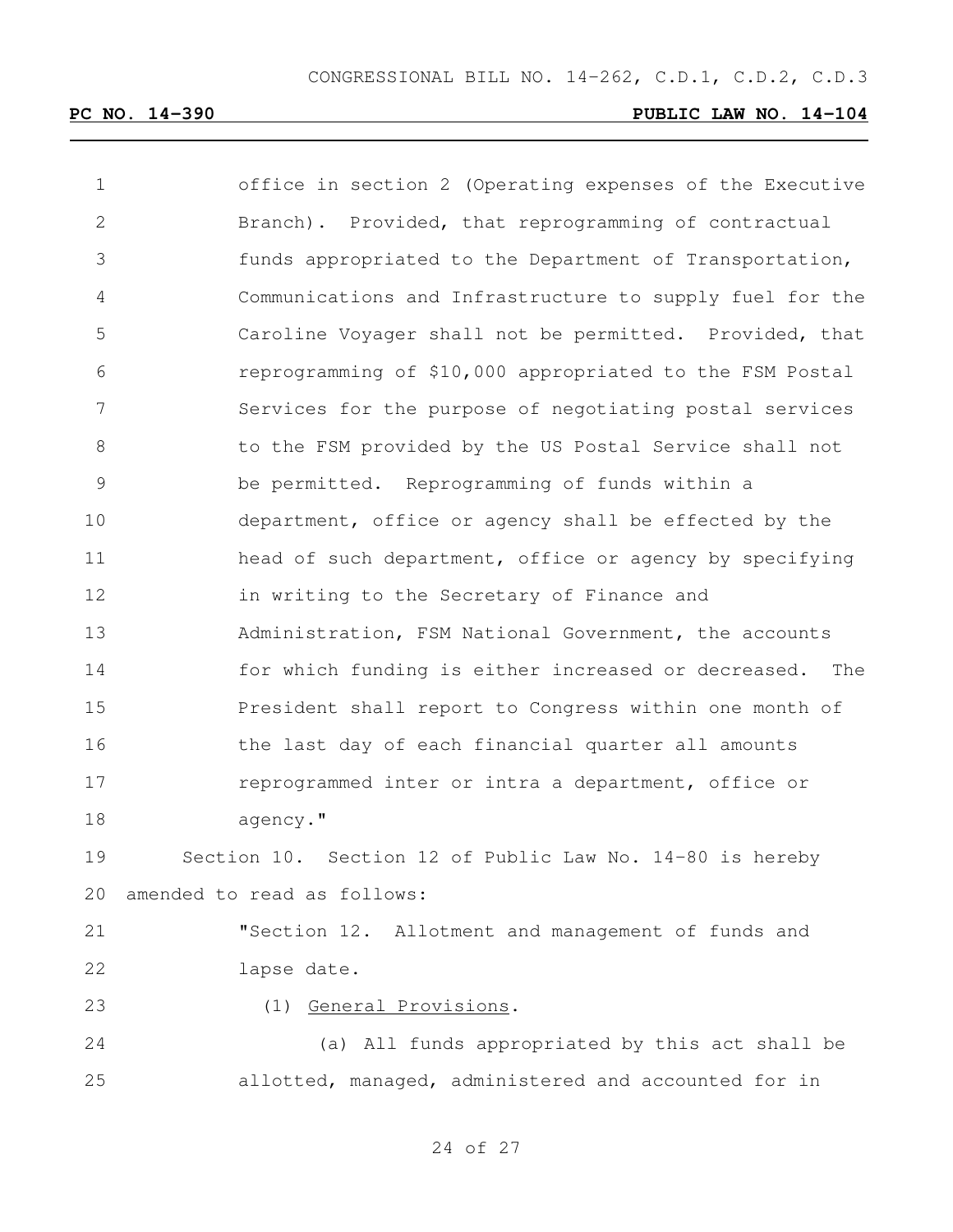office in section 2 (Operating expenses of the Executive Branch). Provided, that reprogramming of contractual funds appropriated to the Department of Transportation, Communications and Infrastructure to supply fuel for the Caroline Voyager shall not be permitted. Provided, that reprogramming of $10,000 appropriated to the FSM Postal Services for the purpose of negotiating postal services to the FSM provided by the US Postal Service shall not be permitted. Reprogramming of funds within a department, office or agency shall be effected by the head of such department, office or agency by specifying in writing to the Secretary of Finance and Administration, FSM National Government, the accounts for which funding is either increased or decreased. The President shall report to Congress within one month of the last day of each financial quarter all amounts reprogrammed inter or intra a department, office or agency."

Section 10. Section 12 of Public Law No. 14-80 is hereby amended to read as follows:

"Section 12. Allotment and management of funds and lapse date.

(1) General Provisions.

(a) All funds appropriated by this act shall be allotted, managed, administered and accounted for in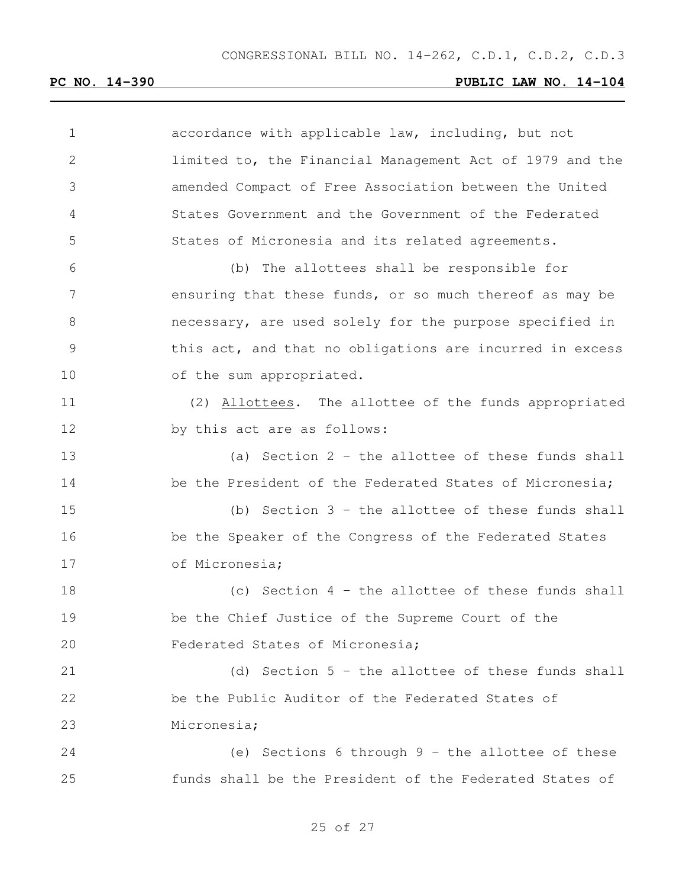accordance with applicable law, including, but not limited to, the Financial Management Act of 1979 and the amended Compact of Free Association between the United States Government and the Government of the Federated States of Micronesia and its related agreements.

(b) The allottees shall be responsible for ensuring that these funds, or so much thereof as may be necessary, are used solely for the purpose specified in this act, and that no obligations are incurred in excess of the sum appropriated.

(2) Allottees. The allottee of the funds appropriated by this act are as follows:

(a) Section 2 – the allottee of these funds shall be the President of the Federated States of Micronesia;

(b) Section 3 – the allottee of these funds shall be the Speaker of the Congress of the Federated States of Micronesia;

(c) Section 4 – the allottee of these funds shall be the Chief Justice of the Supreme Court of the Federated States of Micronesia;

(d) Section 5 – the allottee of these funds shall be the Public Auditor of the Federated States of Micronesia;

(e) Sections 6 through 9 – the allottee of these funds shall be the President of the Federated States of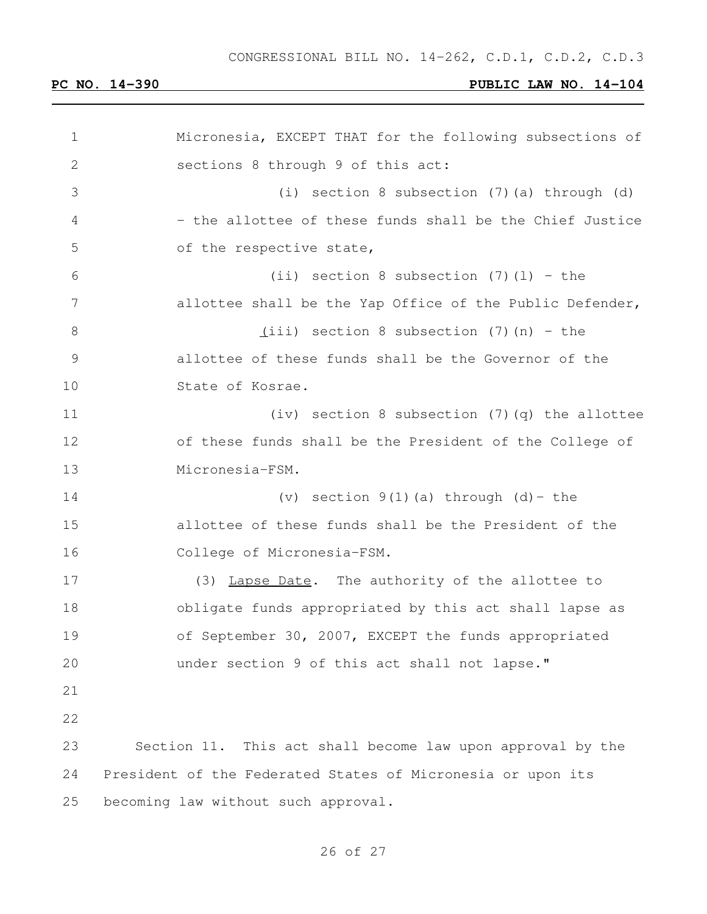Micronesia, EXCEPT THAT for the following subsections of sections 8 through 9 of this act:

(i) section 8 subsection (7)(a) through (d) – the allottee of these funds shall be the Chief Justice of the respective state,

(ii) section 8 subsection (7)(l) – the allottee shall be the Yap Office of the Public Defender,

(iii) section 8 subsection (7)(n) – the allottee of these funds shall be the Governor of the State of Kosrae.

(iv) section 8 subsection (7)(q) the allottee of these funds shall be the President of the College of Micronesia-FSM.

(v) section 9(1)(a) through (d)– the allottee of these funds shall be the President of the College of Micronesia-FSM.

(3) Lapse Date. The authority of the allottee to obligate funds appropriated by this act shall lapse as of September 30, 2007, EXCEPT the funds appropriated under section 9 of this act shall not lapse."

Section 11. This act shall become law upon approval by the President of the Federated States of Micronesia or upon its becoming law without such approval.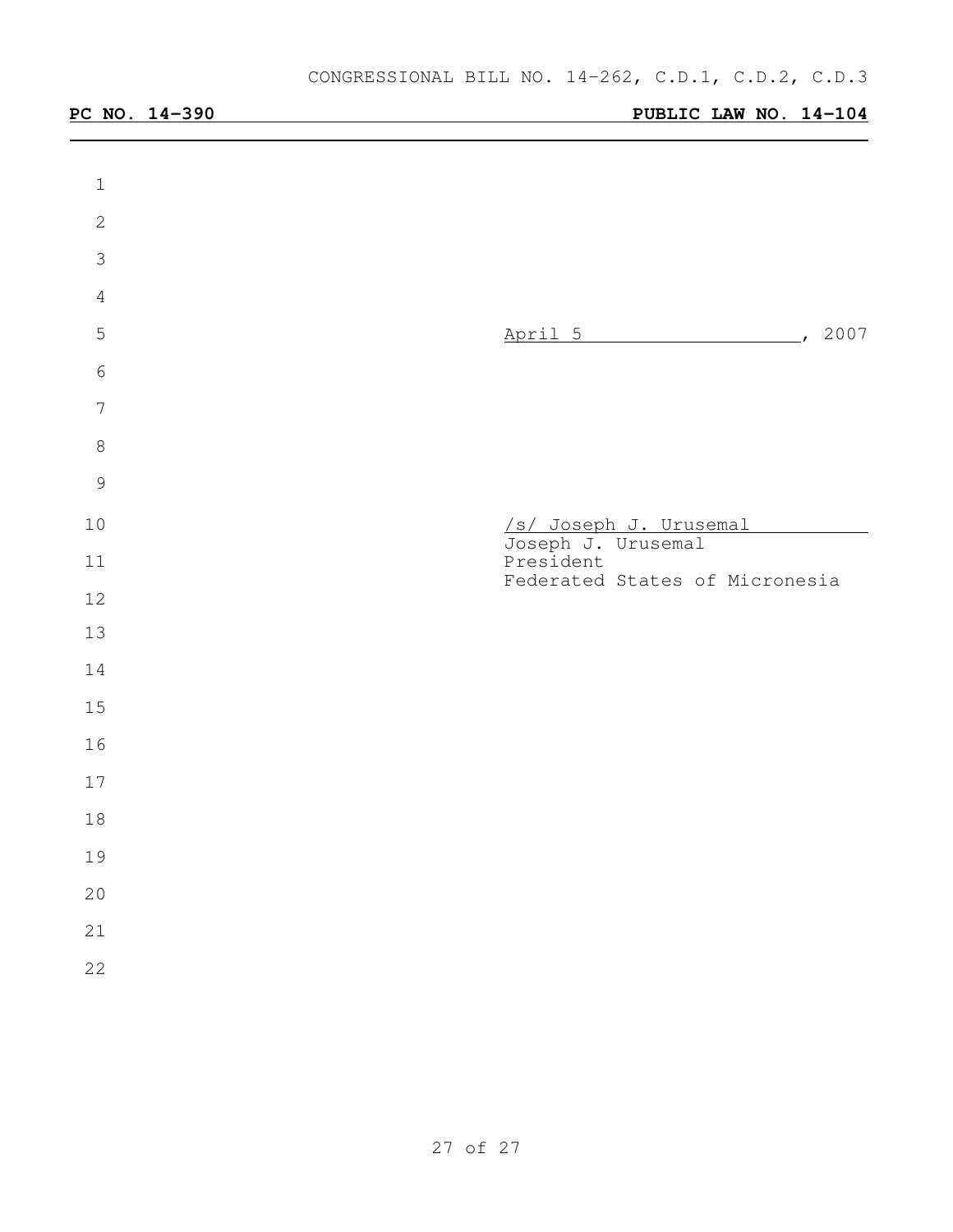CONGRESSIONAL BILL NO. 14-262, C.D.1, C.D.2, C.D.3

**PC NO. 14-390** **PUBLIC LAW NO. 14-104**

April 5, 2007

/s/ Joseph J. Urusemal
Joseph J. Urusemal
President
Federated States of Micronesia